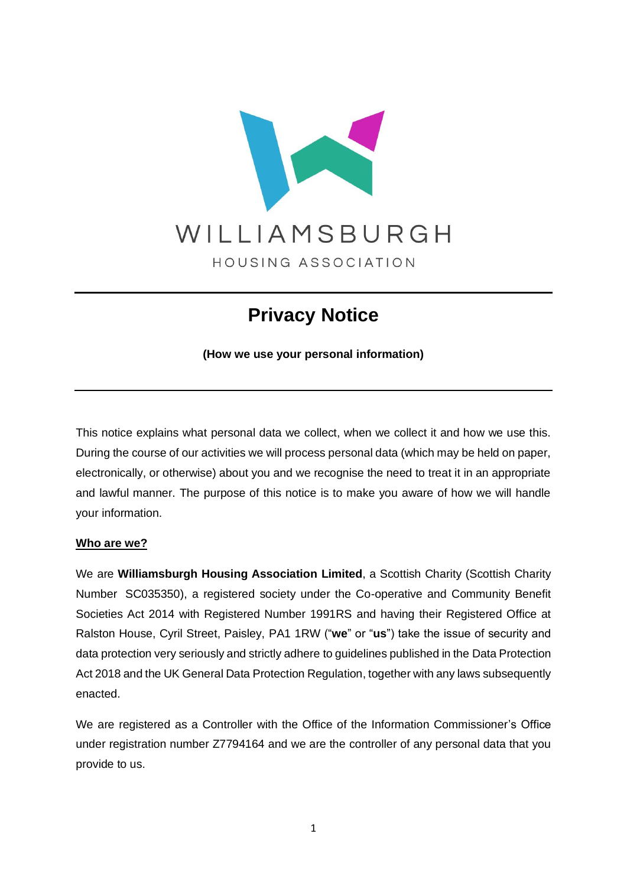WILLIAMSBURGH

HOUSING ASSOCIATION

# Privacy Notice

**(How we use your personal information)**

This notice explains what personal data we collect, when we collect it and how we use this. During the course of our activities we will process personal data (which may be held on paper, electronically, or otherwise) about you and we recognise the need to treat it in an appropriate and lawful manner. The purpose of this notice is to make you aware of how we will handle your information.

## Who are we?

We are **Williamsburgh Housing Association Limited**, a Scottish Charity (Scottish Charity Number SC035350), a registered society under the Co-operative and Community Benefit Societies Act 2014 with Registered Number 1991RS and having their Registered Office at Ralston House, Cyril Street, Paisley, PA1 1RW ("**we**" or "**us**") take the issue of security and data protection very seriously and strictly adhere to guidelines published in the Data Protection Act 2018 and the UK General Data Protection Regulation, together with any laws subsequently enacted.

We are registered as a Controller with the Office of the Information Commissioner's Office under registration number Z7794164 and we are the controller of any personal data that you provide to us.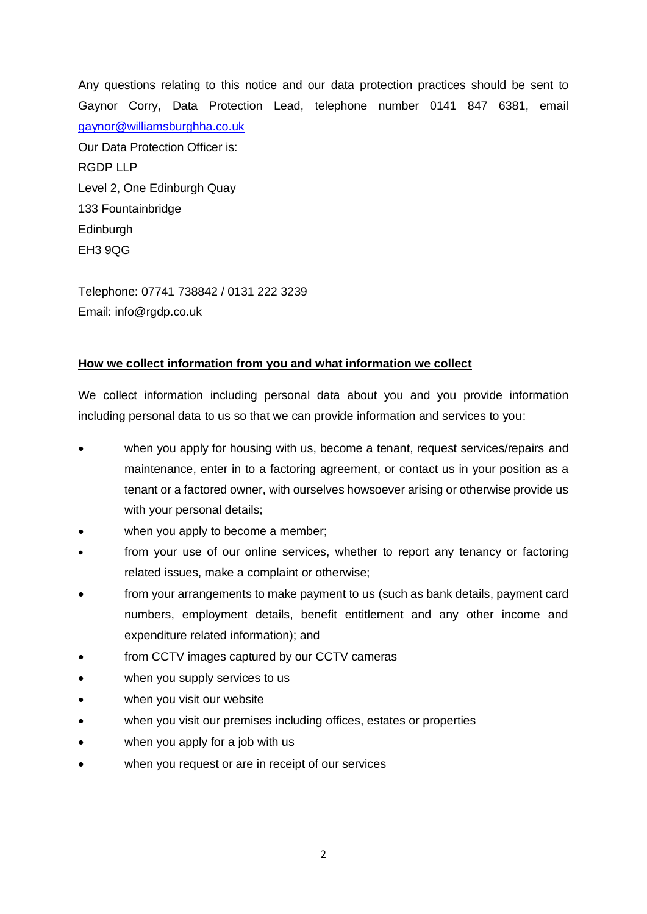Any questions relating to this notice and our data protection practices should be sent to Gaynor Corry, Data Protection Lead, telephone number 0141 847 6381, email gaynor@williamsburghha.co.uk

Our Data Protection Officer is:
RGDP LLP
Level 2, One Edinburgh Quay
133 Fountainbridge
Edinburgh
EH3 9QG

Telephone: 07741 738842 / 0131 222 3239
Email: info@rgdp.co.uk

**How we collect information from you and what information we collect**

We collect information including personal data about you and you provide information including personal data to us so that we can provide information and services to you:

- when you apply for housing with us, become a tenant, request services/repairs and maintenance, enter in to a factoring agreement, or contact us in your position as a tenant or a factored owner, with ourselves howsoever arising or otherwise provide us with your personal details;
- when you apply to become a member;
- from your use of our online services, whether to report any tenancy or factoring related issues, make a complaint or otherwise;
- from your arrangements to make payment to us (such as bank details, payment card numbers, employment details, benefit entitlement and any other income and expenditure related information); and
- from CCTV images captured by our CCTV cameras
- when you supply services to us
- when you visit our website
- when you visit our premises including offices, estates or properties
- when you apply for a job with us
- when you request or are in receipt of our services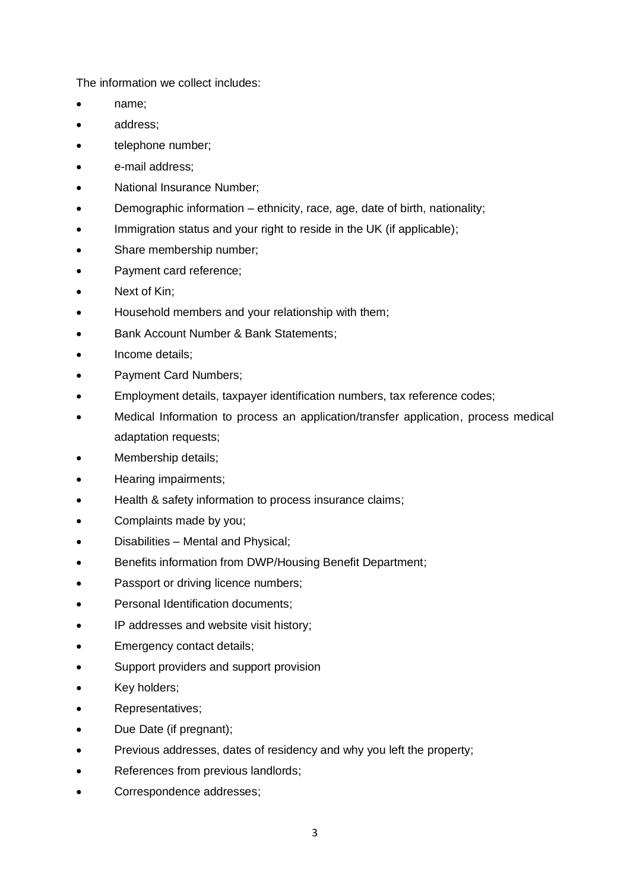The information we collect includes:

- name;
- address;
- telephone number;
- e-mail address;
- National Insurance Number;
- Demographic information – ethnicity, race, age, date of birth, nationality;
- Immigration status and your right to reside in the UK (if applicable);
- Share membership number;
- Payment card reference;
- Next of Kin;
- Household members and your relationship with them;
- Bank Account Number & Bank Statements;
- Income details;
- Payment Card Numbers;
- Employment details, taxpayer identification numbers, tax reference codes;
- Medical Information to process an application/transfer application, process medical adaptation requests;
- Membership details;
- Hearing impairments;
- Health & safety information to process insurance claims;
- Complaints made by you;
- Disabilities – Mental and Physical;
- Benefits information from DWP/Housing Benefit Department;
- Passport or driving licence numbers;
- Personal Identification documents;
- IP addresses and website visit history;
- Emergency contact details;
- Support providers and support provision
- Key holders;
- Representatives;
- Due Date (if pregnant);
- Previous addresses, dates of residency and why you left the property;
- References from previous landlords;
- Correspondence addresses;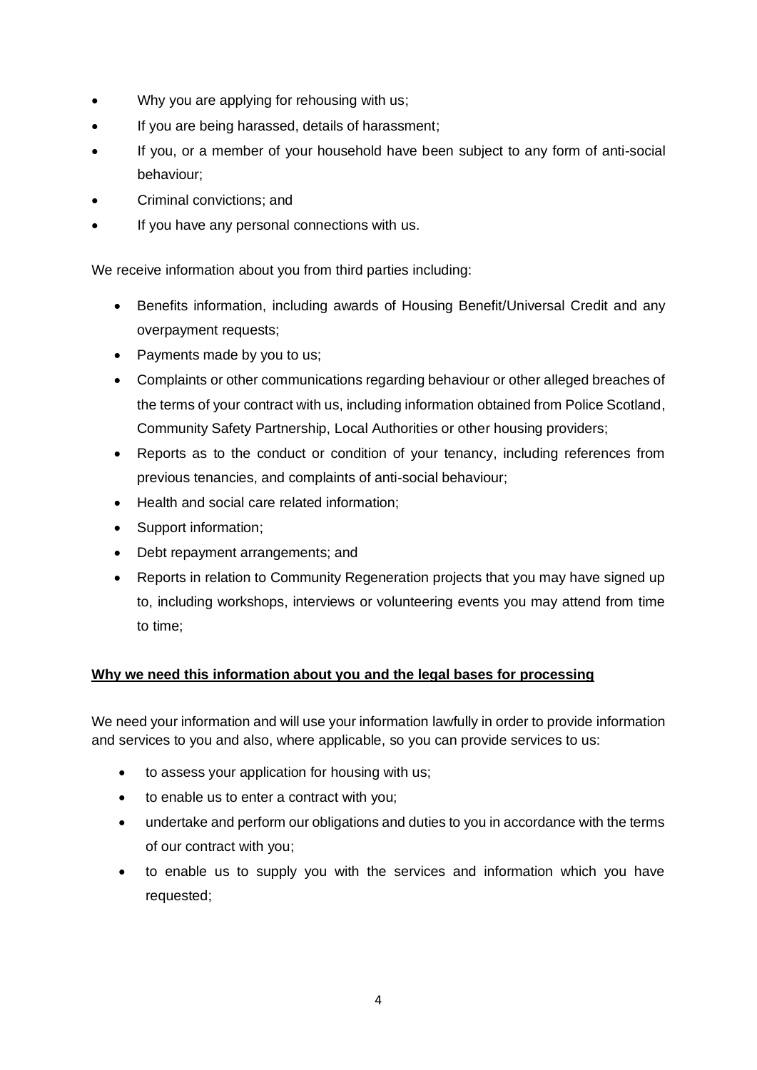- Why you are applying for rehousing with us;
- If you are being harassed, details of harassment;
- If you, or a member of your household have been subject to any form of anti-social behaviour;
- Criminal convictions; and
- If you have any personal connections with us.

We receive information about you from third parties including:

- Benefits information, including awards of Housing Benefit/Universal Credit and any overpayment requests;
- Payments made by you to us;
- Complaints or other communications regarding behaviour or other alleged breaches of the terms of your contract with us, including information obtained from Police Scotland, Community Safety Partnership, Local Authorities or other housing providers;
- Reports as to the conduct or condition of your tenancy, including references from previous tenancies, and complaints of anti-social behaviour;
- Health and social care related information;
- Support information;
- Debt repayment arrangements; and
- Reports in relation to Community Regeneration projects that you may have signed up to, including workshops, interviews or volunteering events you may attend from time to time;

**Why we need this information about you and the legal bases for processing**

We need your information and will use your information lawfully in order to provide information and services to you and also, where applicable, so you can provide services to us:

- to assess your application for housing with us;
- to enable us to enter a contract with you;
- undertake and perform our obligations and duties to you in accordance with the terms of our contract with you;
- to enable us to supply you with the services and information which you have requested;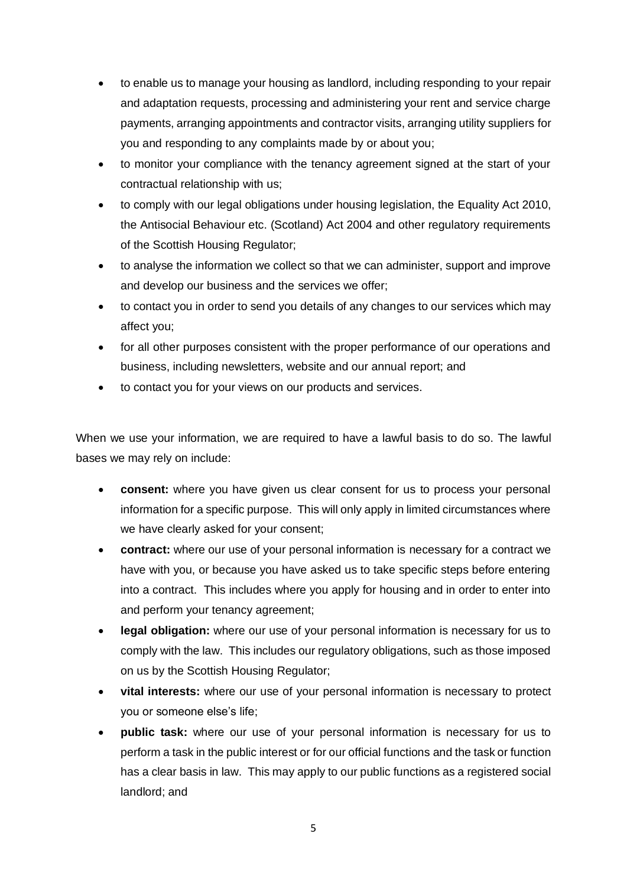- to enable us to manage your housing as landlord, including responding to your repair and adaptation requests, processing and administering your rent and service charge payments, arranging appointments and contractor visits, arranging utility suppliers for you and responding to any complaints made by or about you;
- to monitor your compliance with the tenancy agreement signed at the start of your contractual relationship with us;
- to comply with our legal obligations under housing legislation, the Equality Act 2010, the Antisocial Behaviour etc. (Scotland) Act 2004 and other regulatory requirements of the Scottish Housing Regulator;
- to analyse the information we collect so that we can administer, support and improve and develop our business and the services we offer;
- to contact you in order to send you details of any changes to our services which may affect you;
- for all other purposes consistent with the proper performance of our operations and business, including newsletters, website and our annual report; and
- to contact you for your views on our products and services.

When we use your information, we are required to have a lawful basis to do so. The lawful bases we may rely on include:

- **consent:** where you have given us clear consent for us to process your personal information for a specific purpose. This will only apply in limited circumstances where we have clearly asked for your consent;
- **contract:** where our use of your personal information is necessary for a contract we have with you, or because you have asked us to take specific steps before entering into a contract. This includes where you apply for housing and in order to enter into and perform your tenancy agreement;
- **legal obligation:** where our use of your personal information is necessary for us to comply with the law. This includes our regulatory obligations, such as those imposed on us by the Scottish Housing Regulator;
- **vital interests:** where our use of your personal information is necessary to protect you or someone else's life;
- **public task:** where our use of your personal information is necessary for us to perform a task in the public interest or for our official functions and the task or function has a clear basis in law. This may apply to our public functions as a registered social landlord; and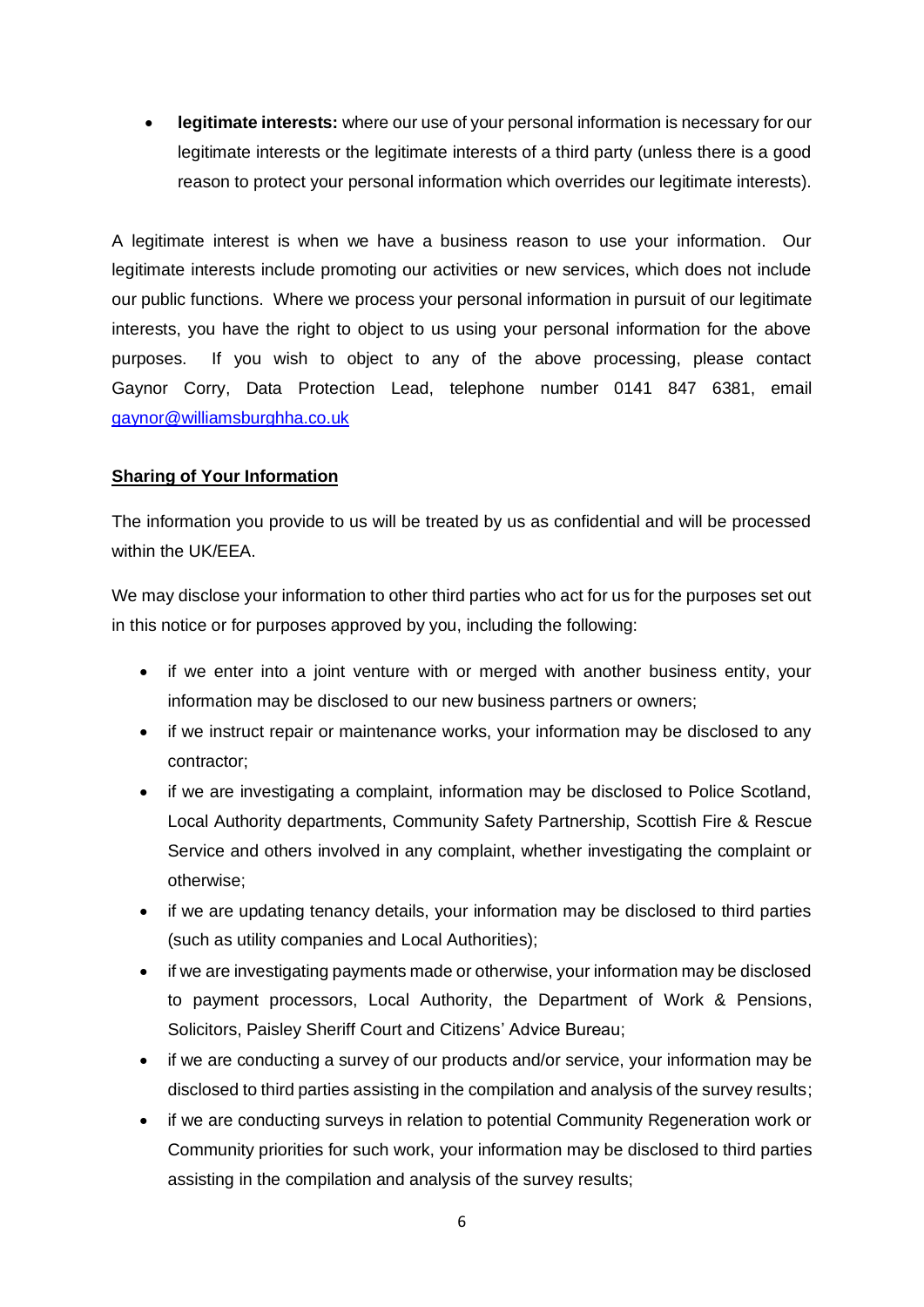- **legitimate interests:** where our use of your personal information is necessary for our legitimate interests or the legitimate interests of a third party (unless there is a good reason to protect your personal information which overrides our legitimate interests).

A legitimate interest is when we have a business reason to use your information. Our legitimate interests include promoting our activities or new services, which does not include our public functions. Where we process your personal information in pursuit of our legitimate interests, you have the right to object to us using your personal information for the above purposes. If you wish to object to any of the above processing, please contact Gaynor Corry, Data Protection Lead, telephone number 0141 847 6381, email gaynor@williamsburghha.co.uk

**Sharing of Your Information**

The information you provide to us will be treated by us as confidential and will be processed within the UK/EEA.

We may disclose your information to other third parties who act for us for the purposes set out in this notice or for purposes approved by you, including the following:

- if we enter into a joint venture with or merged with another business entity, your information may be disclosed to our new business partners or owners;
- if we instruct repair or maintenance works, your information may be disclosed to any contractor;
- if we are investigating a complaint, information may be disclosed to Police Scotland, Local Authority departments, Community Safety Partnership, Scottish Fire & Rescue Service and others involved in any complaint, whether investigating the complaint or otherwise;
- if we are updating tenancy details, your information may be disclosed to third parties (such as utility companies and Local Authorities);
- if we are investigating payments made or otherwise, your information may be disclosed to payment processors, Local Authority, the Department of Work & Pensions, Solicitors, Paisley Sheriff Court and Citizens' Advice Bureau;
- if we are conducting a survey of our products and/or service, your information may be disclosed to third parties assisting in the compilation and analysis of the survey results;
- if we are conducting surveys in relation to potential Community Regeneration work or Community priorities for such work, your information may be disclosed to third parties assisting in the compilation and analysis of the survey results;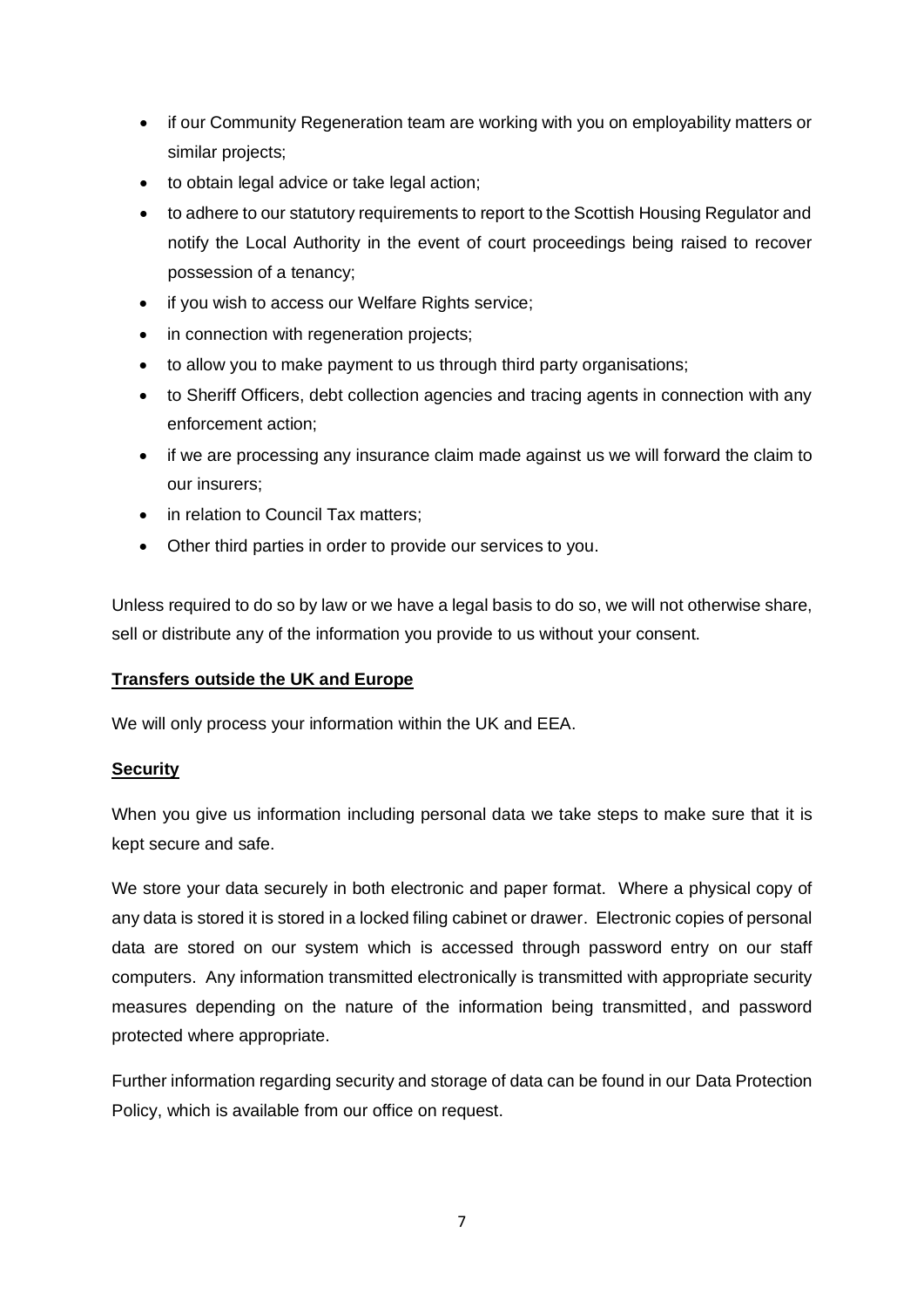- if our Community Regeneration team are working with you on employability matters or similar projects;
- to obtain legal advice or take legal action;
- to adhere to our statutory requirements to report to the Scottish Housing Regulator and notify the Local Authority in the event of court proceedings being raised to recover possession of a tenancy;
- if you wish to access our Welfare Rights service;
- in connection with regeneration projects;
- to allow you to make payment to us through third party organisations;
- to Sheriff Officers, debt collection agencies and tracing agents in connection with any enforcement action;
- if we are processing any insurance claim made against us we will forward the claim to our insurers;
- in relation to Council Tax matters;
- Other third parties in order to provide our services to you.

Unless required to do so by law or we have a legal basis to do so, we will not otherwise share, sell or distribute any of the information you provide to us without your consent.

**<u>Transfers outside the UK and Europe</u>**

We will only process your information within the UK and EEA.

**<u>Security</u>**

When you give us information including personal data we take steps to make sure that it is kept secure and safe.

We store your data securely in both electronic and paper format. Where a physical copy of any data is stored it is stored in a locked filing cabinet or drawer. Electronic copies of personal data are stored on our system which is accessed through password entry on our staff computers. Any information transmitted electronically is transmitted with appropriate security measures depending on the nature of the information being transmitted, and password protected where appropriate.

Further information regarding security and storage of data can be found in our Data Protection Policy, which is available from our office on request.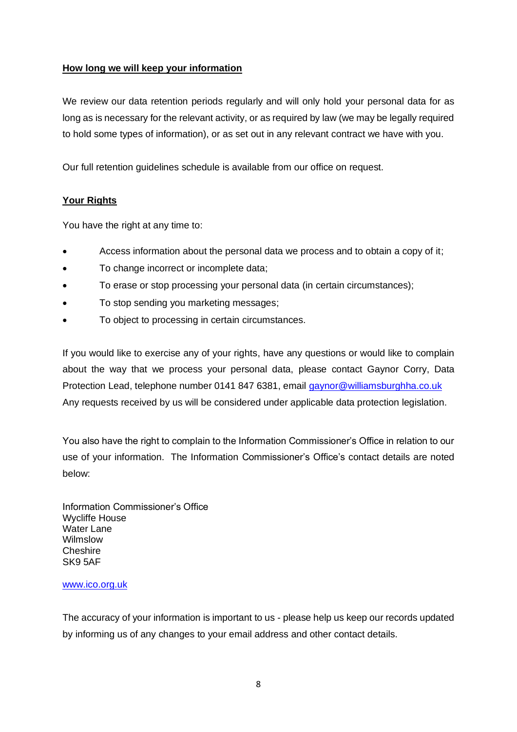**How long we will keep your information**

We review our data retention periods regularly and will only hold your personal data for as long as is necessary for the relevant activity, or as required by law (we may be legally required to hold some types of information), or as set out in any relevant contract we have with you.

Our full retention guidelines schedule is available from our office on request.

**Your Rights**

You have the right at any time to:

- Access information about the personal data we process and to obtain a copy of it;
- To change incorrect or incomplete data;
- To erase or stop processing your personal data (in certain circumstances);
- To stop sending you marketing messages;
- To object to processing in certain circumstances.

If you would like to exercise any of your rights, have any questions or would like to complain about the way that we process your personal data, please contact Gaynor Corry, Data Protection Lead, telephone number 0141 847 6381, email gaynor@williamsburghha.co.uk Any requests received by us will be considered under applicable data protection legislation.

You also have the right to complain to the Information Commissioner's Office in relation to our use of your information. The Information Commissioner's Office's contact details are noted below:

Information Commissioner's Office
Wycliffe House
Water Lane
Wilmslow
Cheshire
SK9 5AF

www.ico.org.uk

The accuracy of your information is important to us - please help us keep our records updated by informing us of any changes to your email address and other contact details.